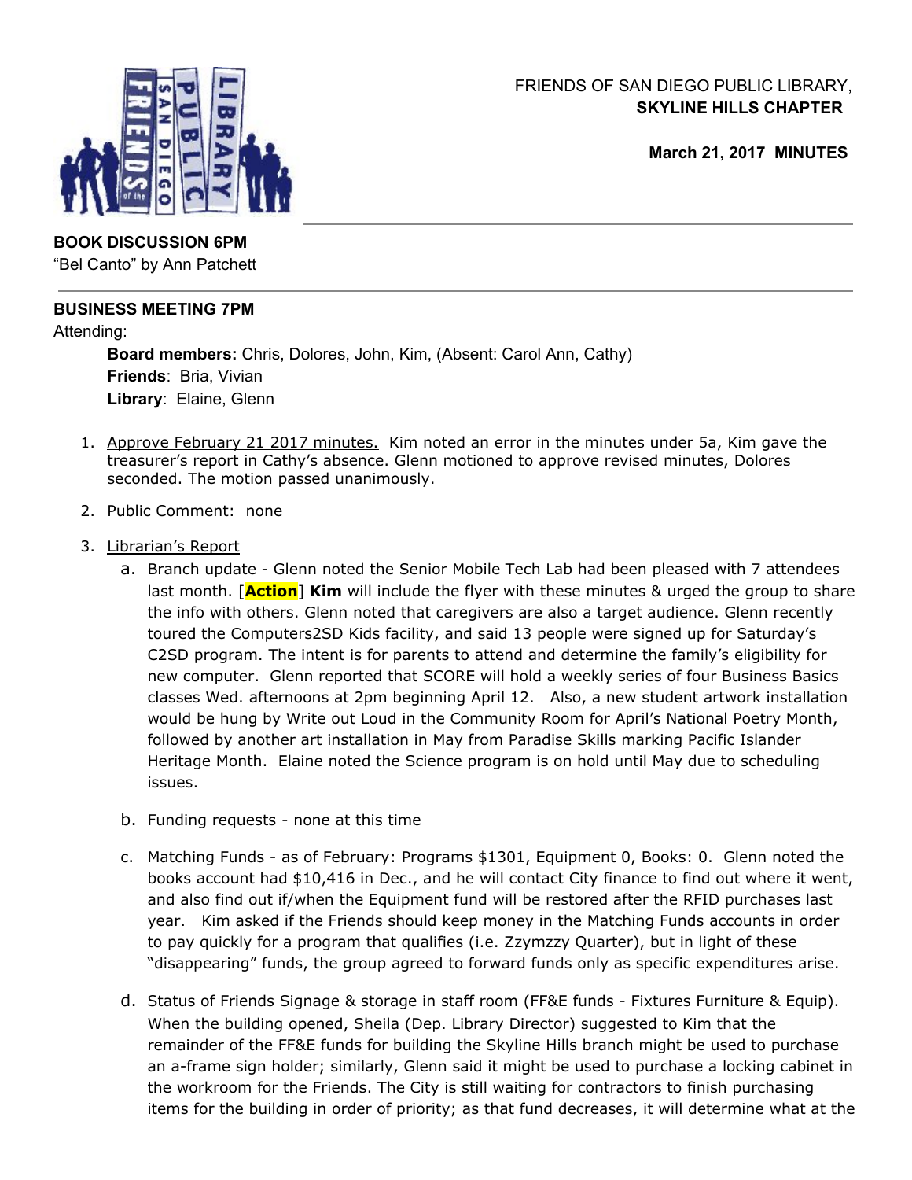FRIENDS OF SAN DIEGO PUBLIC LIBRARY,
**SKYLINE HILLS CHAPTER**

**March 21, 2017 MINUTES**

**BOOK DISCUSSION 6PM**
"Bel Canto" by Ann Patchett

**BUSINESS MEETING 7PM**
Attending:

**Board members:** Chris, Dolores, John, Kim, (Absent: Carol Ann, Cathy)
**Friends**: Bria, Vivian
**Library**: Elaine, Glenn

1. Approve February 21 2017 minutes. Kim noted an error in the minutes under 5a, Kim gave the treasurer's report in Cathy's absence. Glenn motioned to approve revised minutes, Dolores seconded. The motion passed unanimously.

2. Public Comment: none

3. Librarian's Report
   a. Branch update - Glenn noted the Senior Mobile Tech Lab had been pleased with 7 attendees last month. [**Action**] **Kim** will include the flyer with these minutes & urged the group to share the info with others. Glenn noted that caregivers are also a target audience. Glenn recently toured the Computers2SD Kids facility, and said 13 people were signed up for Saturday's C2SD program. The intent is for parents to attend and determine the family's eligibility for new computer. Glenn reported that SCORE will hold a weekly series of four Business Basics classes Wed. afternoons at 2pm beginning April 12. Also, a new student artwork installation would be hung by Write out Loud in the Community Room for April's National Poetry Month, followed by another art installation in May from Paradise Skills marking Pacific Islander Heritage Month. Elaine noted the Science program is on hold until May due to scheduling issues.

   b. Funding requests - none at this time

   c. Matching Funds - as of February: Programs $1301, Equipment 0, Books: 0. Glenn noted the books account had $10,416 in Dec., and he will contact City finance to find out where it went, and also find out if/when the Equipment fund will be restored after the RFID purchases last year. Kim asked if the Friends should keep money in the Matching Funds accounts in order to pay quickly for a program that qualifies (i.e. Zzymzzy Quarter), but in light of these "disappearing" funds, the group agreed to forward funds only as specific expenditures arise.

   d. Status of Friends Signage & storage in staff room (FF&E funds - Fixtures Furniture & Equip). When the building opened, Sheila (Dep. Library Director) suggested to Kim that the remainder of the FF&E funds for building the Skyline Hills branch might be used to purchase an a-frame sign holder; similarly, Glenn said it might be used to purchase a locking cabinet in the workroom for the Friends. The City is still waiting for contractors to finish purchasing items for the building in order of priority; as that fund decreases, it will determine what at the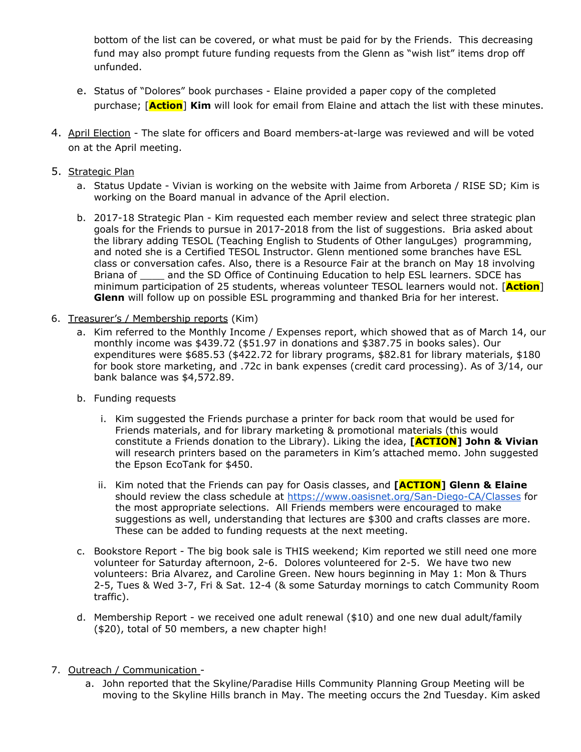bottom of the list can be covered, or what must be paid for by the Friends. This decreasing fund may also prompt future funding requests from the Glenn as "wish list" items drop off unfunded.

e. Status of "Dolores" book purchases - Elaine provided a paper copy of the completed purchase; [**Action**] **Kim** will look for email from Elaine and attach the list with these minutes.

4. April Election - The slate for officers and Board members-at-large was reviewed and will be voted on at the April meeting.

5. Strategic Plan
   a. Status Update - Vivian is working on the website with Jaime from Arboreta / RISE SD; Kim is working on the Board manual in advance of the April election.
   b. 2017-18 Strategic Plan - Kim requested each member review and select three strategic plan goals for the Friends to pursue in 2017-2018 from the list of suggestions. Bria asked about the library adding TESOL (Teaching English to Students of Other languLges) programming, and noted she is a Certified TESOL Instructor. Glenn mentioned some branches have ESL class or conversation cafes. Also, there is a Resource Fair at the branch on May 18 involving Briana of ____ and the SD Office of Continuing Education to help ESL learners. SDCE has minimum participation of 25 students, whereas volunteer TESOL learners would not. [**Action**] **Glenn** will follow up on possible ESL programming and thanked Bria for her interest.

6. Treasurer's / Membership reports (Kim)
   a. Kim referred to the Monthly Income / Expenses report, which showed that as of March 14, our monthly income was $439.72 ($51.97 in donations and $387.75 in books sales). Our expenditures were $685.53 ($422.72 for library programs, $82.81 for library materials, $180 for book store marketing, and .72c in bank expenses (credit card processing). As of 3/14, our bank balance was $4,572.89.
   b. Funding requests
      i. Kim suggested the Friends purchase a printer for back room that would be used for Friends materials, and for library marketing & promotional materials (this would constitute a Friends donation to the Library). Liking the idea, **[ACTION] John & Vivian** will research printers based on the parameters in Kim's attached memo. John suggested the Epson EcoTank for $450.
      ii. Kim noted that the Friends can pay for Oasis classes, and **[ACTION] Glenn & Elaine** should review the class schedule at https://www.oasisnet.org/San-Diego-CA/Classes for the most appropriate selections. All Friends members were encouraged to make suggestions as well, understanding that lectures are $300 and crafts classes are more. These can be added to funding requests at the next meeting.
   c. Bookstore Report - The big book sale is THIS weekend; Kim reported we still need one more volunteer for Saturday afternoon, 2-6. Dolores volunteered for 2-5. We have two new volunteers: Bria Alvarez, and Caroline Green. New hours beginning in May 1: Mon & Thurs 2-5, Tues & Wed 3-7, Fri & Sat. 12-4 (& some Saturday mornings to catch Community Room traffic).
   d. Membership Report - we received one adult renewal ($10) and one new dual adult/family ($20), total of 50 members, a new chapter high!

7. Outreach / Communication -
   a. John reported that the Skyline/Paradise Hills Community Planning Group Meeting will be moving to the Skyline Hills branch in May. The meeting occurs the 2nd Tuesday. Kim asked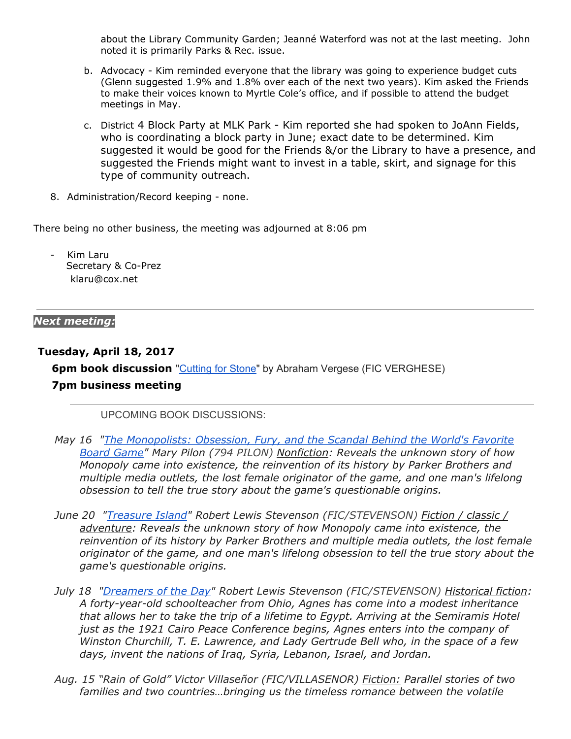about the Library Community Garden; Jeanné Waterford was not at the last meeting. John noted it is primarily Parks & Rec. issue.

b. Advocacy - Kim reminded everyone that the library was going to experience budget cuts (Glenn suggested 1.9% and 1.8% over each of the next two years). Kim asked the Friends to make their voices known to Myrtle Cole's office, and if possible to attend the budget meetings in May.

c. District 4 Block Party at MLK Park - Kim reported she had spoken to JoAnn Fields, who is coordinating a block party in June; exact date to be determined. Kim suggested it would be good for the Friends &/or the Library to have a presence, and suggested the Friends might want to invest in a table, skirt, and signage for this type of community outreach.

8. Administration/Record keeping - none.

There being no other business, the meeting was adjourned at 8:06 pm

- Kim Laru
  Secretary & Co-Prez
  klaru@cox.net

---

***Next meeting:***

**Tuesday, April 18, 2017**

**6pm book discussion** "Cutting for Stone" by Abraham Vergese (FIC VERGHESE)

**7pm business meeting**

---

UPCOMING BOOK DISCUSSIONS:

*May 16 "The Monopolists: Obsession, Fury, and the Scandal Behind the World's Favorite Board Game" Mary Pilon (794 PILON) Nonfiction: Reveals the unknown story of how Monopoly came into existence, the reinvention of its history by Parker Brothers and multiple media outlets, the lost female originator of the game, and one man's lifelong obsession to tell the true story about the game's questionable origins.*

*June 20 "Treasure Island" Robert Lewis Stevenson (FIC/STEVENSON) Fiction / classic / adventure: Reveals the unknown story of how Monopoly came into existence, the reinvention of its history by Parker Brothers and multiple media outlets, the lost female originator of the game, and one man's lifelong obsession to tell the true story about the game's questionable origins.*

*July 18 "Dreamers of the Day" Robert Lewis Stevenson (FIC/STEVENSON) Historical fiction: A forty-year-old schoolteacher from Ohio, Agnes has come into a modest inheritance that allows her to take the trip of a lifetime to Egypt. Arriving at the Semiramis Hotel just as the 1921 Cairo Peace Conference begins, Agnes enters into the company of Winston Churchill, T. E. Lawrence, and Lady Gertrude Bell who, in the space of a few days, invent the nations of Iraq, Syria, Lebanon, Israel, and Jordan.*

*Aug. 15 "Rain of Gold" Victor Villaseñor (FIC/VILLASENOR) Fiction: Parallel stories of two families and two countries…bringing us the timeless romance between the volatile*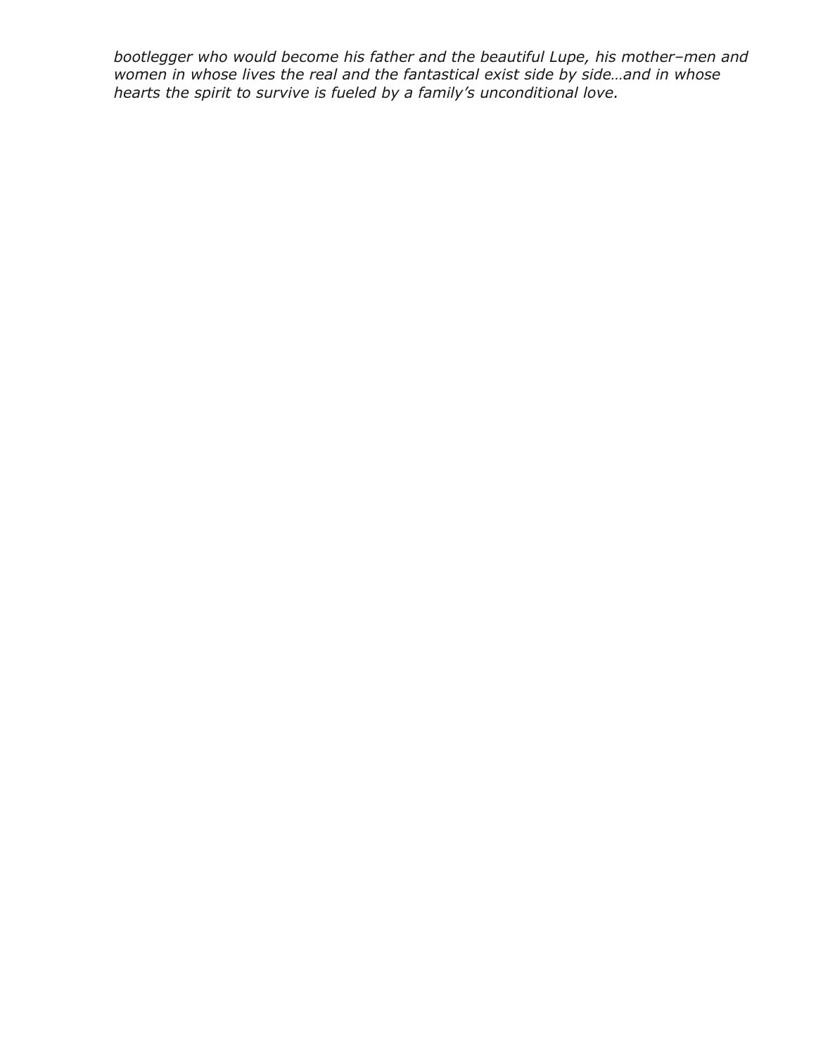*bootlegger who would become his father and the beautiful Lupe, his mother–men and women in whose lives the real and the fantastical exist side by side…and in whose hearts the spirit to survive is fueled by a family's unconditional love.*